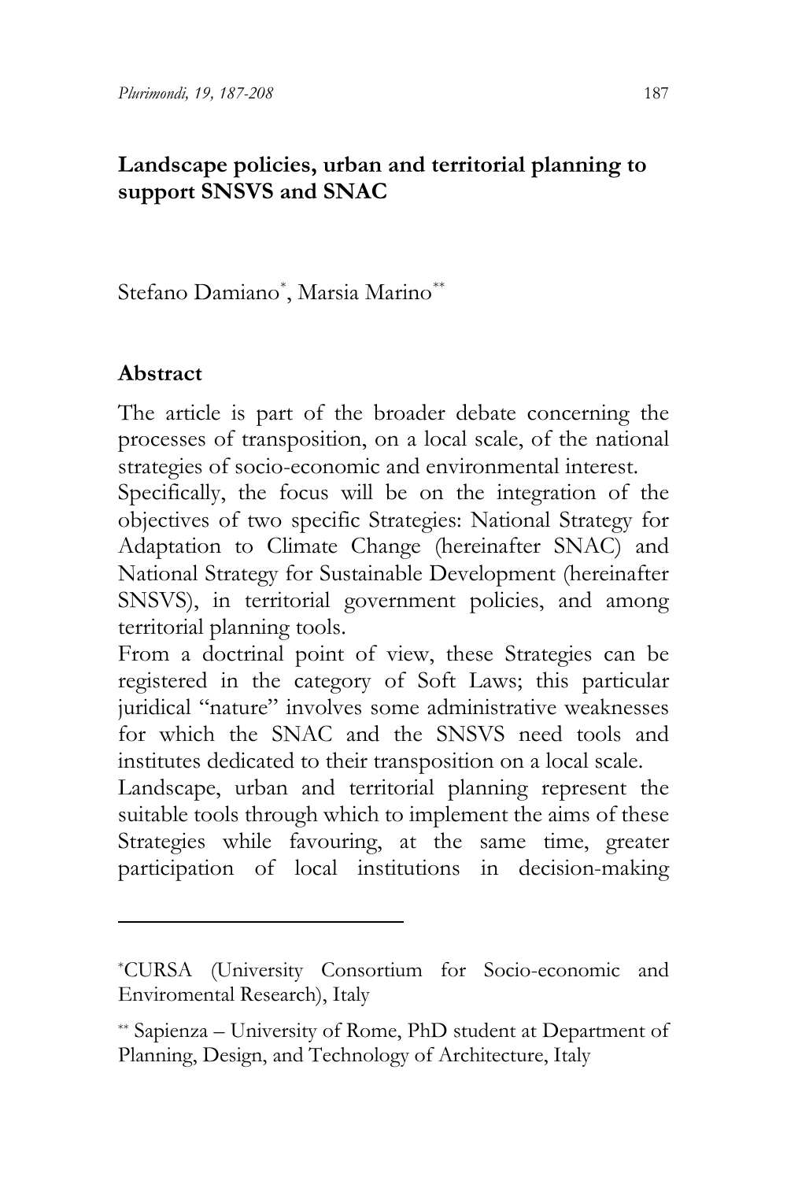# Landscape policies, urban and territorial planning to support SNSVS and SNAC

Stefano Damiano[*], Marsia Marino[**]

## Abstract

The article is part of the broader debate concerning the processes of transposition, on a local scale, of the national strategies of socio-economic and environmental interest.

Specifically, the focus will be on the integration of the objectives of two specific Strategies: National Strategy for Adaptation to Climate Change (hereinafter SNAC) and National Strategy for Sustainable Development (hereinafter SNSVS), in territorial government policies, and among territorial planning tools.

From a doctrinal point of view, these Strategies can be registered in the category of Soft Laws; this particular juridical "nature" involves some administrative weaknesses for which the SNAC and the SNSVS need tools and institutes dedicated to their transposition on a local scale.

Landscape, urban and territorial planning represent the suitable tools through which to implement the aims of these Strategies while favouring, at the same time, greater participation of local institutions in decision-making

---

[*] CURSA (University Consortium for Socio-economic and Enviromental Research), Italy

[**] Sapienza – University of Rome, PhD student at Department of Planning, Design, and Technology of Architecture, Italy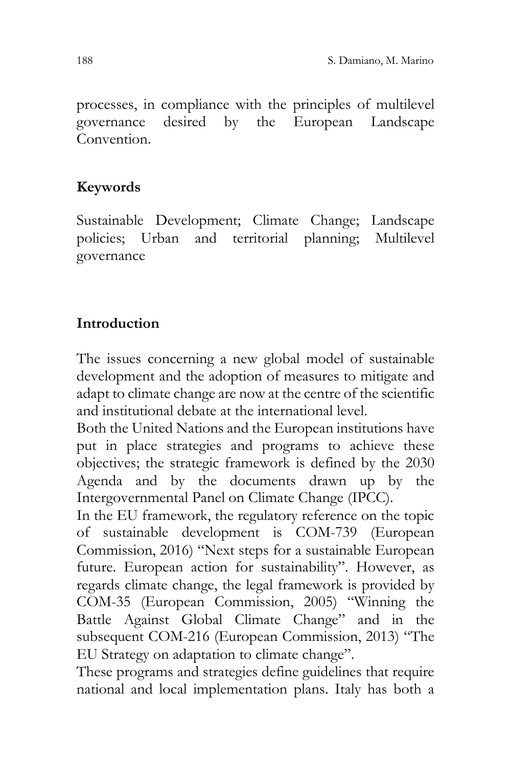processes, in compliance with the principles of multilevel governance desired by the European Landscape Convention.

## Keywords

Sustainable Development; Climate Change; Landscape policies; Urban and territorial planning; Multilevel governance

## Introduction

The issues concerning a new global model of sustainable development and the adoption of measures to mitigate and adapt to climate change are now at the centre of the scientific and institutional debate at the international level.

Both the United Nations and the European institutions have put in place strategies and programs to achieve these objectives; the strategic framework is defined by the 2030 Agenda and by the documents drawn up by the Intergovernmental Panel on Climate Change (IPCC).

In the EU framework, the regulatory reference on the topic of sustainable development is COM-739 (European Commission, 2016) "Next steps for a sustainable European future. European action for sustainability". However, as regards climate change, the legal framework is provided by COM-35 (European Commission, 2005) "Winning the Battle Against Global Climate Change" and in the subsequent COM-216 (European Commission, 2013) "The EU Strategy on adaptation to climate change".

These programs and strategies define guidelines that require national and local implementation plans. Italy has both a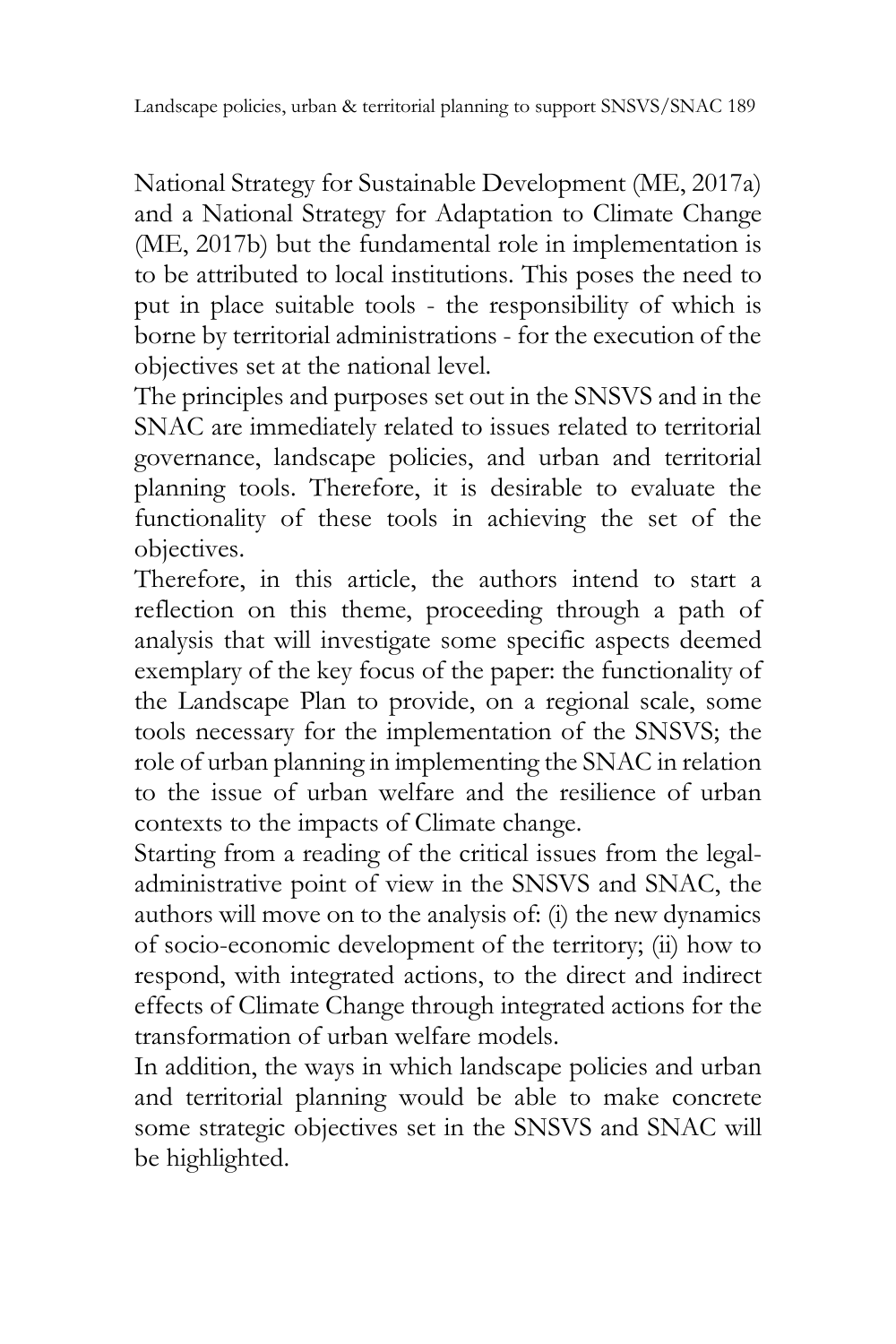National Strategy for Sustainable Development (ME, 2017a) and a National Strategy for Adaptation to Climate Change (ME, 2017b) but the fundamental role in implementation is to be attributed to local institutions. This poses the need to put in place suitable tools - the responsibility of which is borne by territorial administrations - for the execution of the objectives set at the national level.

The principles and purposes set out in the SNSVS and in the SNAC are immediately related to issues related to territorial governance, landscape policies, and urban and territorial planning tools. Therefore, it is desirable to evaluate the functionality of these tools in achieving the set of the objectives.

Therefore, in this article, the authors intend to start a reflection on this theme, proceeding through a path of analysis that will investigate some specific aspects deemed exemplary of the key focus of the paper: the functionality of the Landscape Plan to provide, on a regional scale, some tools necessary for the implementation of the SNSVS; the role of urban planning in implementing the SNAC in relation to the issue of urban welfare and the resilience of urban contexts to the impacts of Climate change.

Starting from a reading of the critical issues from the legal-administrative point of view in the SNSVS and SNAC, the authors will move on to the analysis of: (i) the new dynamics of socio-economic development of the territory; (ii) how to respond, with integrated actions, to the direct and indirect effects of Climate Change through integrated actions for the transformation of urban welfare models.

In addition, the ways in which landscape policies and urban and territorial planning would be able to make concrete some strategic objectives set in the SNSVS and SNAC will be highlighted.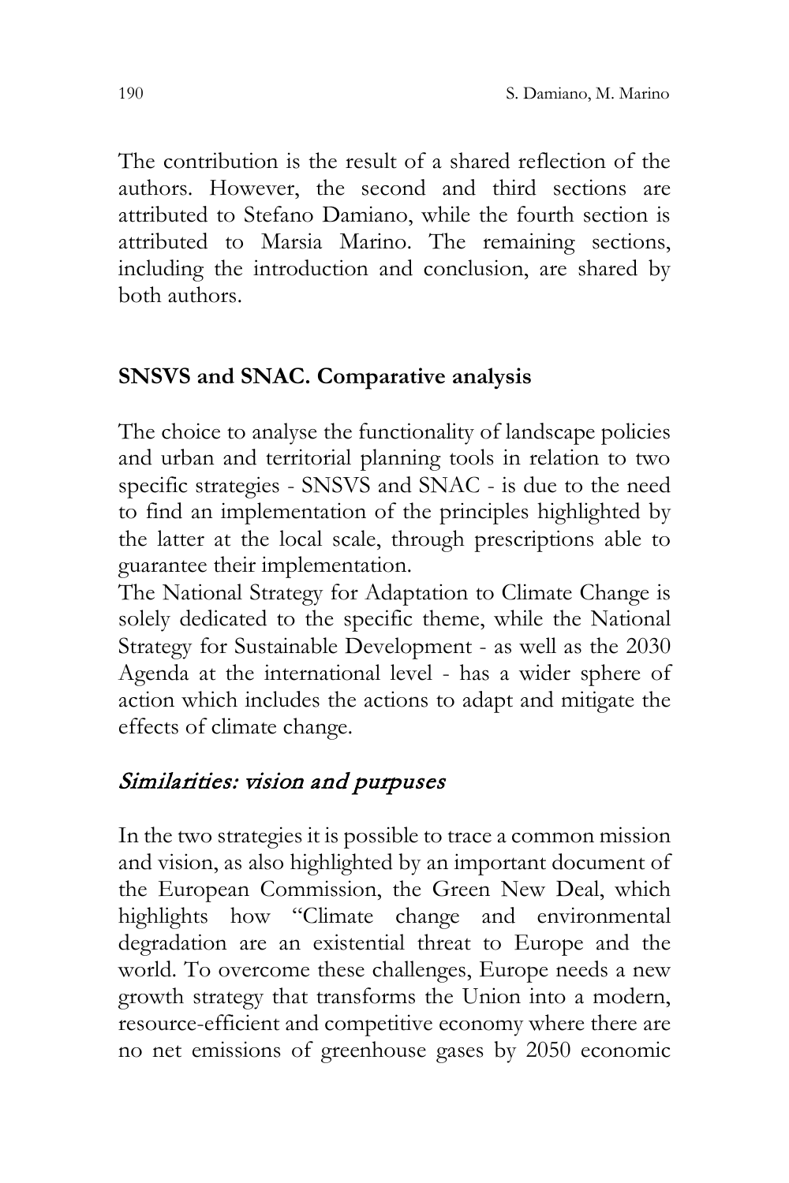The contribution is the result of a shared reflection of the authors. However, the second and third sections are attributed to Stefano Damiano, while the fourth section is attributed to Marsia Marino. The remaining sections, including the introduction and conclusion, are shared by both authors.

## SNSVS and SNAC. Comparative analysis

The choice to analyse the functionality of landscape policies and urban and territorial planning tools in relation to two specific strategies - SNSVS and SNAC - is due to the need to find an implementation of the principles highlighted by the latter at the local scale, through prescriptions able to guarantee their implementation.

The National Strategy for Adaptation to Climate Change is solely dedicated to the specific theme, while the National Strategy for Sustainable Development - as well as the 2030 Agenda at the international level - has a wider sphere of action which includes the actions to adapt and mitigate the effects of climate change.

### *Similarities: vision and purpuses*

In the two strategies it is possible to trace a common mission and vision, as also highlighted by an important document of the European Commission, the Green New Deal, which highlights how "Climate change and environmental degradation are an existential threat to Europe and the world. To overcome these challenges, Europe needs a new growth strategy that transforms the Union into a modern, resource-efficient and competitive economy where there are no net emissions of greenhouse gases by 2050 economic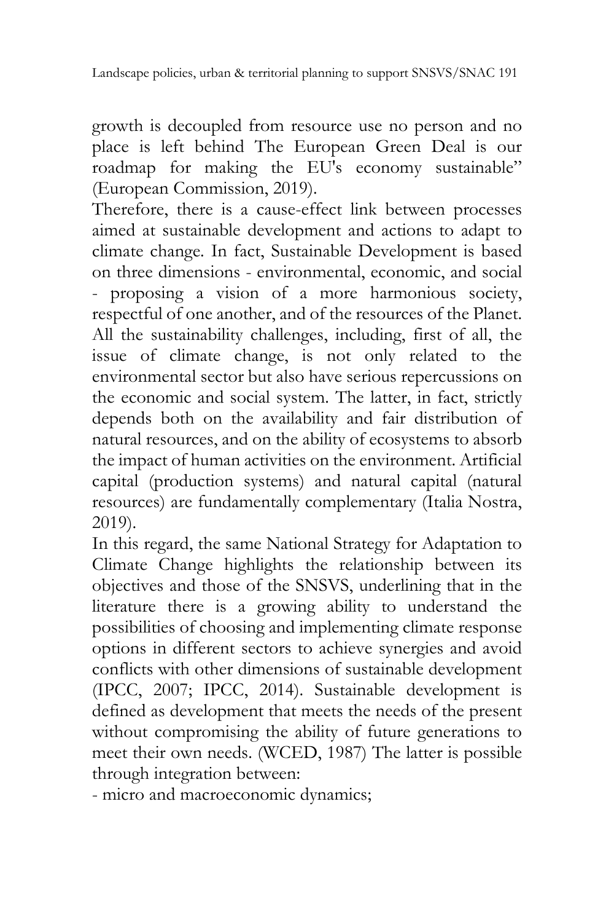growth is decoupled from resource use no person and no place is left behind The European Green Deal is our roadmap for making the EU's economy sustainable" (European Commission, 2019).

Therefore, there is a cause-effect link between processes aimed at sustainable development and actions to adapt to climate change. In fact, Sustainable Development is based on three dimensions - environmental, economic, and social - proposing a vision of a more harmonious society, respectful of one another, and of the resources of the Planet. All the sustainability challenges, including, first of all, the issue of climate change, is not only related to the environmental sector but also have serious repercussions on the economic and social system. The latter, in fact, strictly depends both on the availability and fair distribution of natural resources, and on the ability of ecosystems to absorb the impact of human activities on the environment. Artificial capital (production systems) and natural capital (natural resources) are fundamentally complementary (Italia Nostra, 2019).

In this regard, the same National Strategy for Adaptation to Climate Change highlights the relationship between its objectives and those of the SNSVS, underlining that in the literature there is a growing ability to understand the possibilities of choosing and implementing climate response options in different sectors to achieve synergies and avoid conflicts with other dimensions of sustainable development (IPCC, 2007; IPCC, 2014). Sustainable development is defined as development that meets the needs of the present without compromising the ability of future generations to meet their own needs. (WCED, 1987) The latter is possible through integration between:

- micro and macroeconomic dynamics;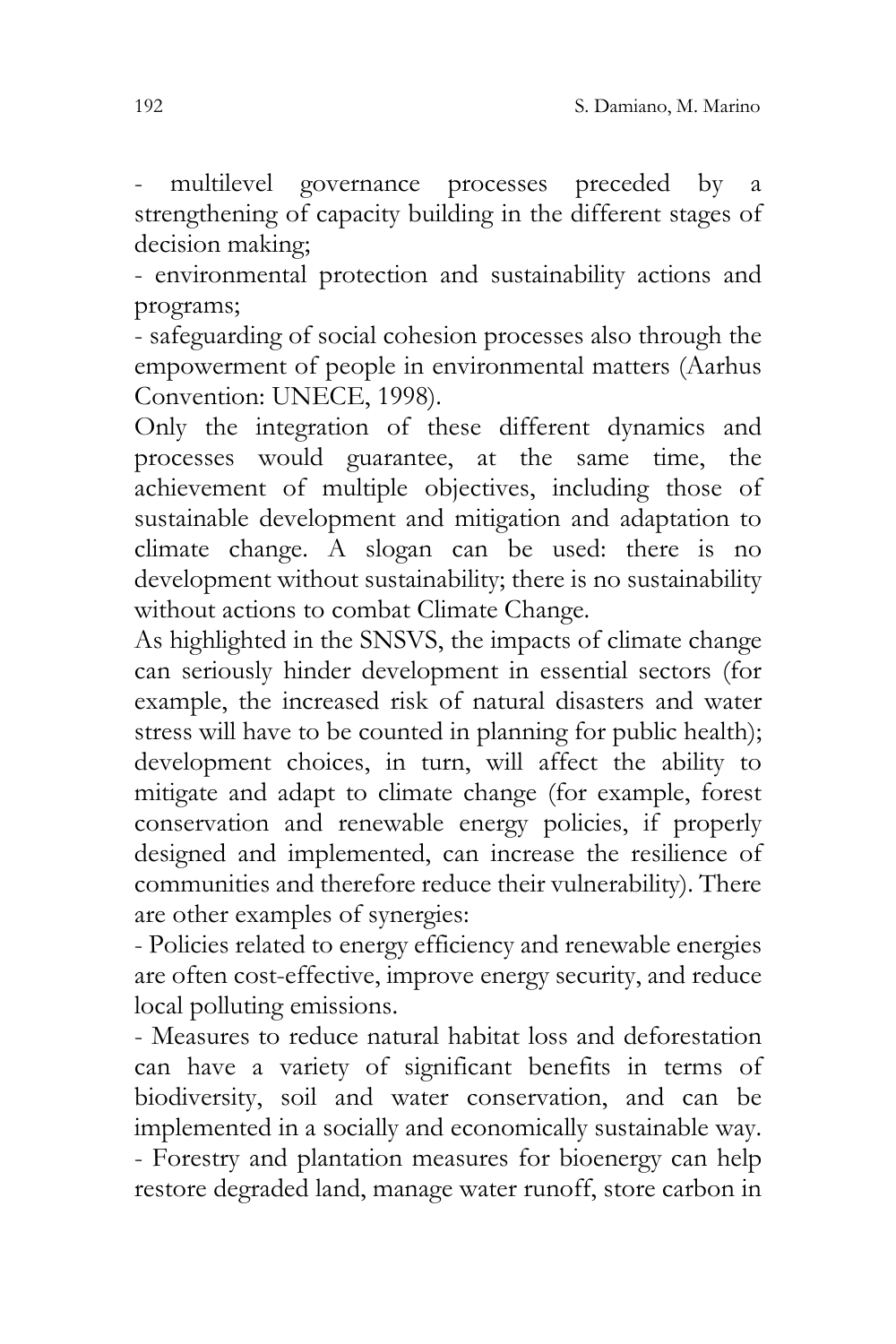- multilevel governance processes preceded by a strengthening of capacity building in the different stages of decision making;
- environmental protection and sustainability actions and programs;
- safeguarding of social cohesion processes also through the empowerment of people in environmental matters (Aarhus Convention: UNECE, 1998).

Only the integration of these different dynamics and processes would guarantee, at the same time, the achievement of multiple objectives, including those of sustainable development and mitigation and adaptation to climate change. A slogan can be used: there is no development without sustainability; there is no sustainability without actions to combat Climate Change.

As highlighted in the SNSVS, the impacts of climate change can seriously hinder development in essential sectors (for example, the increased risk of natural disasters and water stress will have to be counted in planning for public health); development choices, in turn, will affect the ability to mitigate and adapt to climate change (for example, forest conservation and renewable energy policies, if properly designed and implemented, can increase the resilience of communities and therefore reduce their vulnerability). There are other examples of synergies:

- Policies related to energy efficiency and renewable energies are often cost-effective, improve energy security, and reduce local polluting emissions.
- Measures to reduce natural habitat loss and deforestation can have a variety of significant benefits in terms of biodiversity, soil and water conservation, and can be implemented in a socially and economically sustainable way.
- Forestry and plantation measures for bioenergy can help restore degraded land, manage water runoff, store carbon in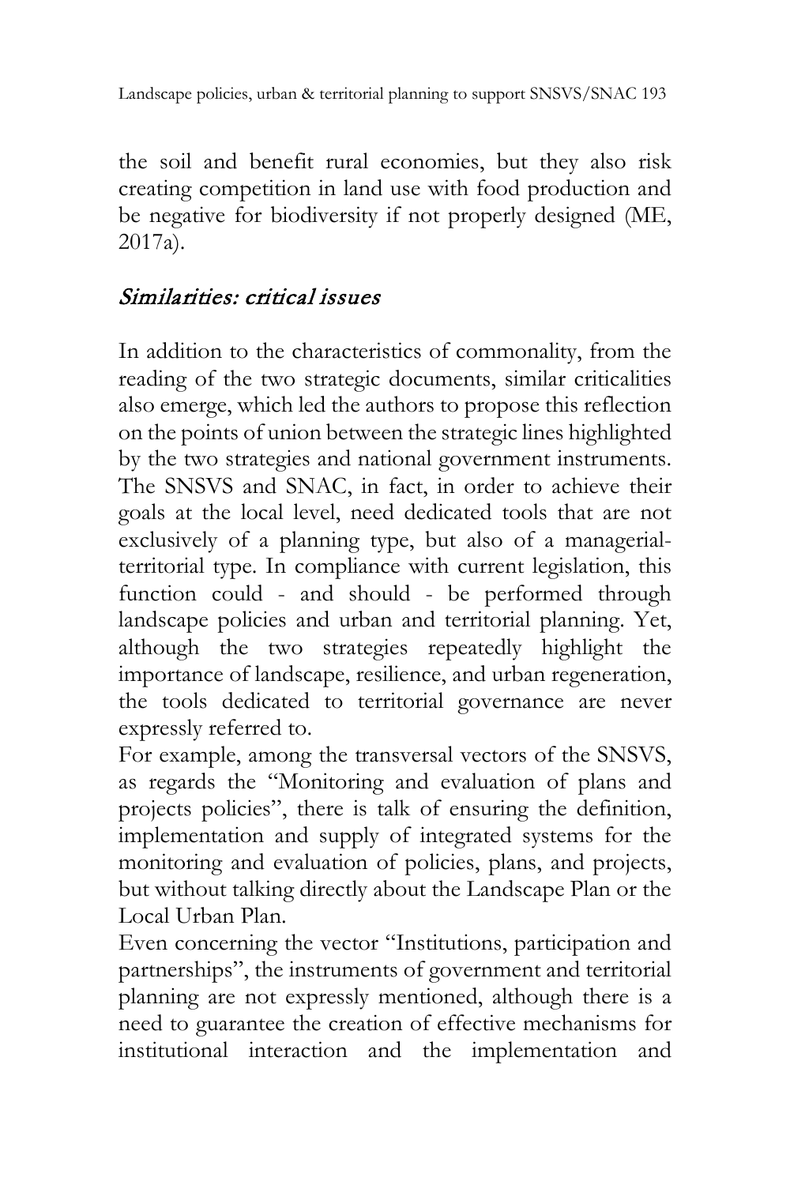the soil and benefit rural economies, but they also risk creating competition in land use with food production and be negative for biodiversity if not properly designed (ME, 2017a).

### *Similarities: critical issues*

In addition to the characteristics of commonality, from the reading of the two strategic documents, similar criticalities also emerge, which led the authors to propose this reflection on the points of union between the strategic lines highlighted by the two strategies and national government instruments. The SNSVS and SNAC, in fact, in order to achieve their goals at the local level, need dedicated tools that are not exclusively of a planning type, but also of a managerial-territorial type. In compliance with current legislation, this function could - and should - be performed through landscape policies and urban and territorial planning. Yet, although the two strategies repeatedly highlight the importance of landscape, resilience, and urban regeneration, the tools dedicated to territorial governance are never expressly referred to.

For example, among the transversal vectors of the SNSVS, as regards the "Monitoring and evaluation of plans and projects policies", there is talk of ensuring the definition, implementation and supply of integrated systems for the monitoring and evaluation of policies, plans, and projects, but without talking directly about the Landscape Plan or the Local Urban Plan.

Even concerning the vector "Institutions, participation and partnerships", the instruments of government and territorial planning are not expressly mentioned, although there is a need to guarantee the creation of effective mechanisms for institutional interaction and the implementation and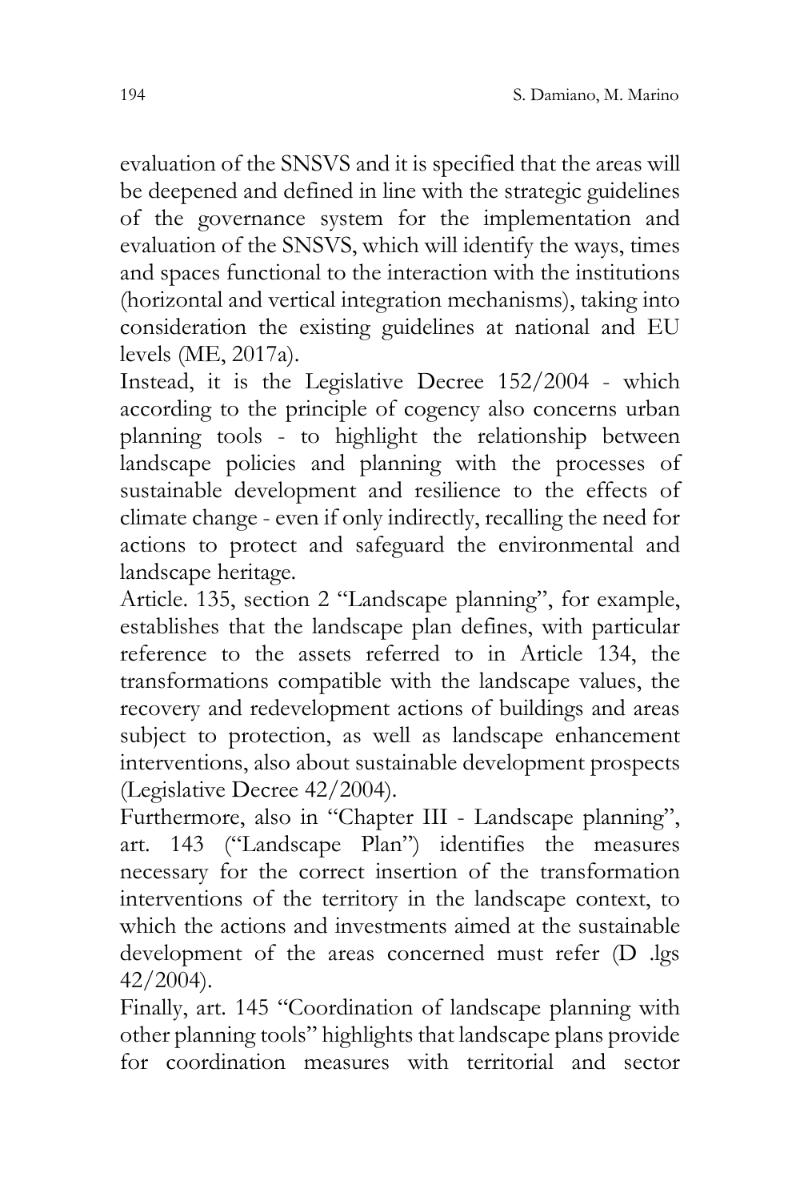evaluation of the SNSVS and it is specified that the areas will be deepened and defined in line with the strategic guidelines of the governance system for the implementation and evaluation of the SNSVS, which will identify the ways, times and spaces functional to the interaction with the institutions (horizontal and vertical integration mechanisms), taking into consideration the existing guidelines at national and EU levels (ME, 2017a).

Instead, it is the Legislative Decree 152/2004 - which according to the principle of cogency also concerns urban planning tools - to highlight the relationship between landscape policies and planning with the processes of sustainable development and resilience to the effects of climate change - even if only indirectly, recalling the need for actions to protect and safeguard the environmental and landscape heritage.

Article. 135, section 2 "Landscape planning", for example, establishes that the landscape plan defines, with particular reference to the assets referred to in Article 134, the transformations compatible with the landscape values, the recovery and redevelopment actions of buildings and areas subject to protection, as well as landscape enhancement interventions, also about sustainable development prospects (Legislative Decree 42/2004).

Furthermore, also in "Chapter III - Landscape planning", art. 143 ("Landscape Plan") identifies the measures necessary for the correct insertion of the transformation interventions of the territory in the landscape context, to which the actions and investments aimed at the sustainable development of the areas concerned must refer (D .lgs 42/2004).

Finally, art. 145 "Coordination of landscape planning with other planning tools" highlights that landscape plans provide for coordination measures with territorial and sector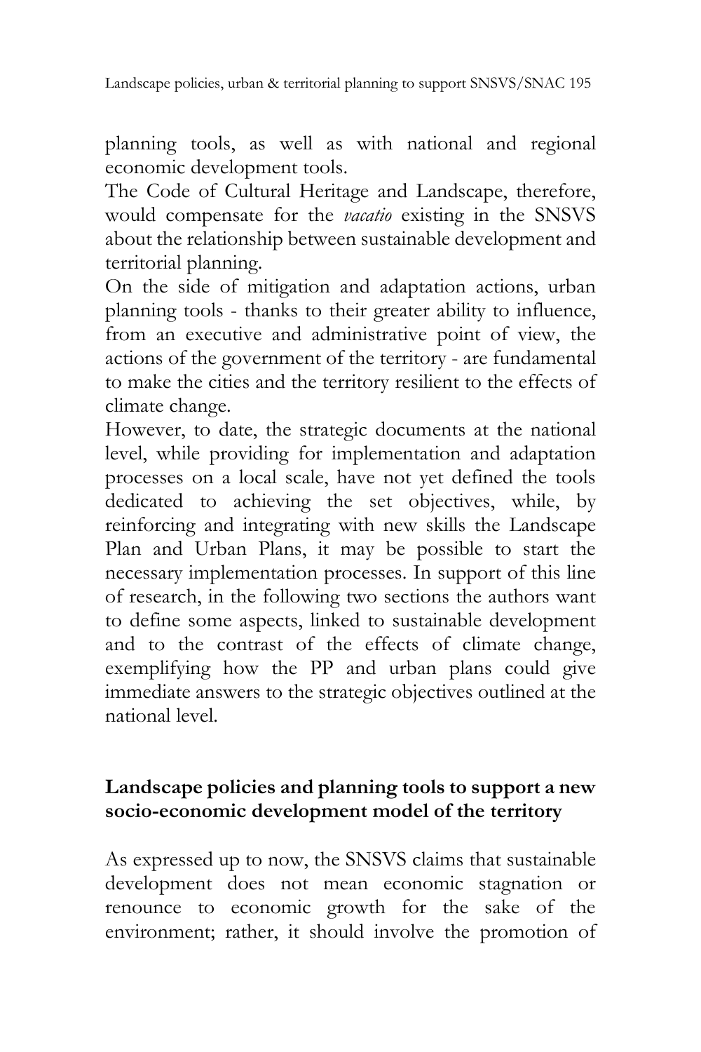planning tools, as well as with national and regional economic development tools.

The Code of Cultural Heritage and Landscape, therefore, would compensate for the *vacatio* existing in the SNSVS about the relationship between sustainable development and territorial planning.

On the side of mitigation and adaptation actions, urban planning tools - thanks to their greater ability to influence, from an executive and administrative point of view, the actions of the government of the territory - are fundamental to make the cities and the territory resilient to the effects of climate change.

However, to date, the strategic documents at the national level, while providing for implementation and adaptation processes on a local scale, have not yet defined the tools dedicated to achieving the set objectives, while, by reinforcing and integrating with new skills the Landscape Plan and Urban Plans, it may be possible to start the necessary implementation processes. In support of this line of research, in the following two sections the authors want to define some aspects, linked to sustainable development and to the contrast of the effects of climate change, exemplifying how the PP and urban plans could give immediate answers to the strategic objectives outlined at the national level.

## Landscape policies and planning tools to support a new socio-economic development model of the territory

As expressed up to now, the SNSVS claims that sustainable development does not mean economic stagnation or renounce to economic growth for the sake of the environment; rather, it should involve the promotion of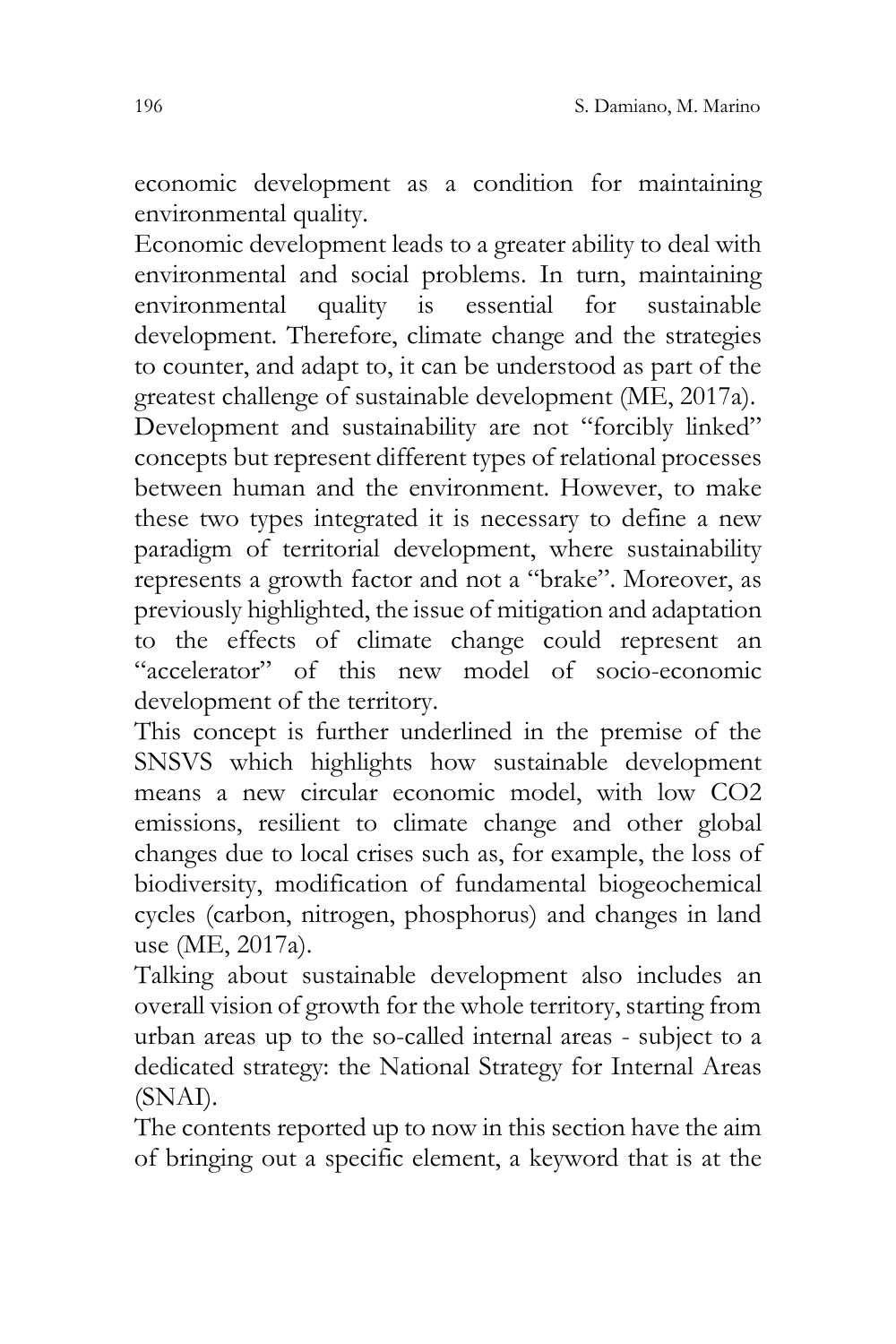economic development as a condition for maintaining environmental quality.

Economic development leads to a greater ability to deal with environmental and social problems. In turn, maintaining environmental quality is essential for sustainable development. Therefore, climate change and the strategies to counter, and adapt to, it can be understood as part of the greatest challenge of sustainable development (ME, 2017a).

Development and sustainability are not "forcibly linked" concepts but represent different types of relational processes between human and the environment. However, to make these two types integrated it is necessary to define a new paradigm of territorial development, where sustainability represents a growth factor and not a "brake". Moreover, as previously highlighted, the issue of mitigation and adaptation to the effects of climate change could represent an "accelerator" of this new model of socio-economic development of the territory.

This concept is further underlined in the premise of the SNSVS which highlights how sustainable development means a new circular economic model, with low $CO_2$ emissions, resilient to climate change and other global changes due to local crises such as, for example, the loss of biodiversity, modification of fundamental biogeochemical cycles (carbon, nitrogen, phosphorus) and changes in land use (ME, 2017a).

Talking about sustainable development also includes an overall vision of growth for the whole territory, starting from urban areas up to the so-called internal areas - subject to a dedicated strategy: the National Strategy for Internal Areas (SNAI).

The contents reported up to now in this section have the aim of bringing out a specific element, a keyword that is at the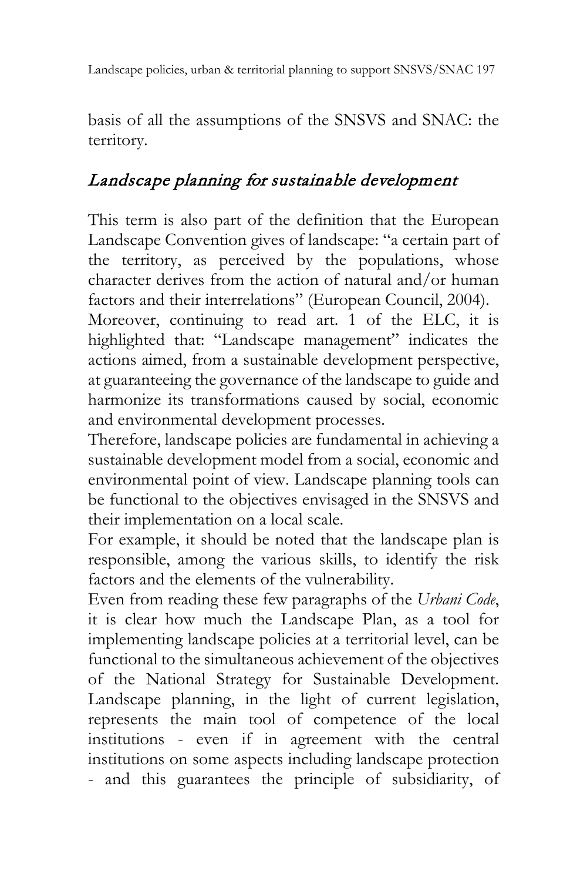basis of all the assumptions of the SNSVS and SNAC: the territory.

## *Landscape planning for sustainable development*

This term is also part of the definition that the European Landscape Convention gives of landscape: "a certain part of the territory, as perceived by the populations, whose character derives from the action of natural and/or human factors and their interrelations" (European Council, 2004).

Moreover, continuing to read art. 1 of the ELC, it is highlighted that: "Landscape management" indicates the actions aimed, from a sustainable development perspective, at guaranteeing the governance of the landscape to guide and harmonize its transformations caused by social, economic and environmental development processes.

Therefore, landscape policies are fundamental in achieving a sustainable development model from a social, economic and environmental point of view. Landscape planning tools can be functional to the objectives envisaged in the SNSVS and their implementation on a local scale.

For example, it should be noted that the landscape plan is responsible, among the various skills, to identify the risk factors and the elements of the vulnerability.

Even from reading these few paragraphs of the *Urbani Code*, it is clear how much the Landscape Plan, as a tool for implementing landscape policies at a territorial level, can be functional to the simultaneous achievement of the objectives of the National Strategy for Sustainable Development. Landscape planning, in the light of current legislation, represents the main tool of competence of the local institutions - even if in agreement with the central institutions on some aspects including landscape protection - and this guarantees the principle of subsidiarity, of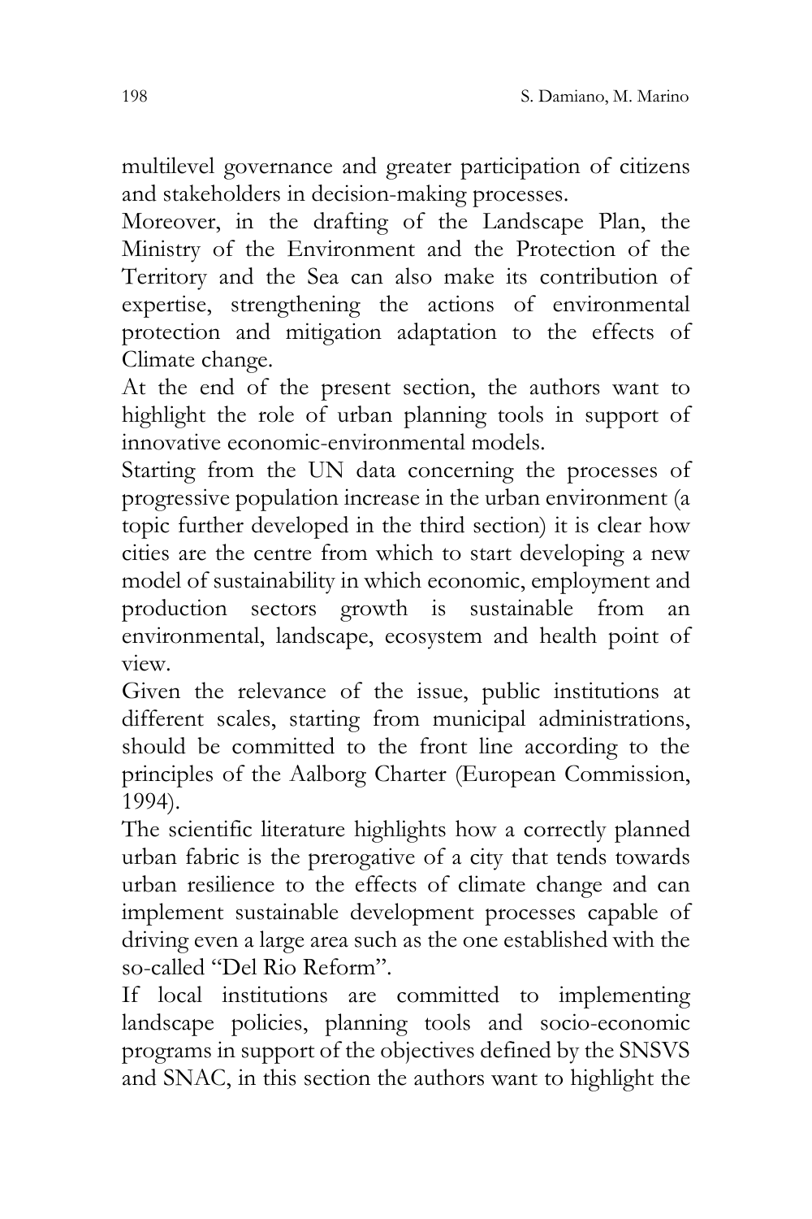multilevel governance and greater participation of citizens and stakeholders in decision-making processes.

Moreover, in the drafting of the Landscape Plan, the Ministry of the Environment and the Protection of the Territory and the Sea can also make its contribution of expertise, strengthening the actions of environmental protection and mitigation adaptation to the effects of Climate change.

At the end of the present section, the authors want to highlight the role of urban planning tools in support of innovative economic-environmental models.

Starting from the UN data concerning the processes of progressive population increase in the urban environment (a topic further developed in the third section) it is clear how cities are the centre from which to start developing a new model of sustainability in which economic, employment and production sectors growth is sustainable from an environmental, landscape, ecosystem and health point of view.

Given the relevance of the issue, public institutions at different scales, starting from municipal administrations, should be committed to the front line according to the principles of the Aalborg Charter (European Commission, 1994).

The scientific literature highlights how a correctly planned urban fabric is the prerogative of a city that tends towards urban resilience to the effects of climate change and can implement sustainable development processes capable of driving even a large area such as the one established with the so-called "Del Rio Reform".

If local institutions are committed to implementing landscape policies, planning tools and socio-economic programs in support of the objectives defined by the SNSVS and SNAC, in this section the authors want to highlight the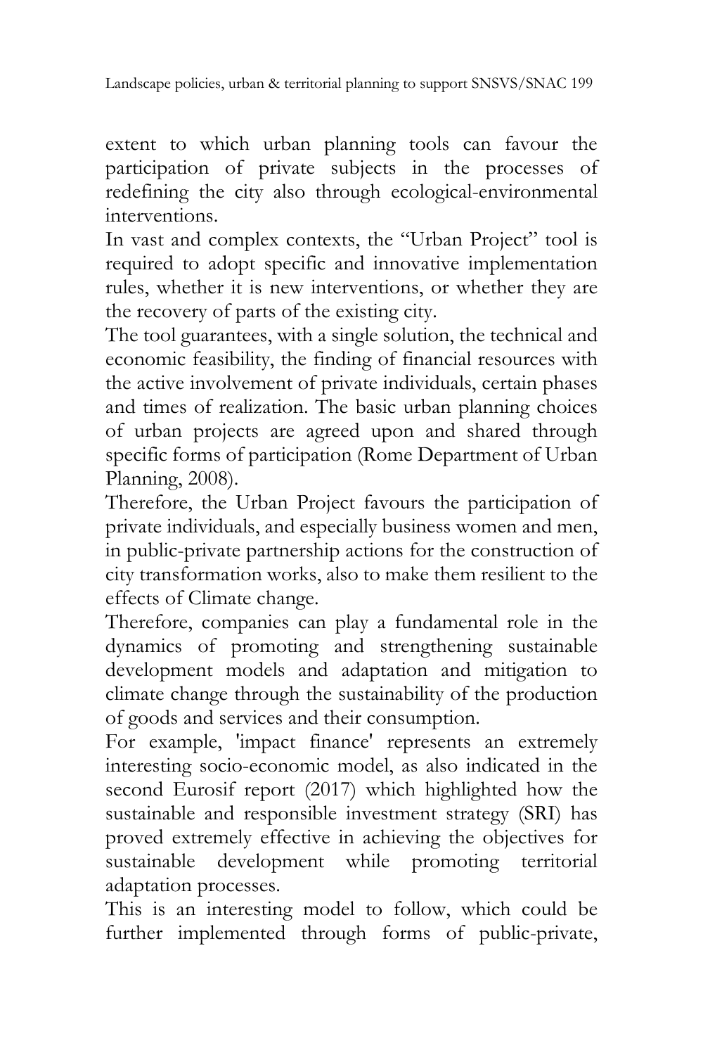extent to which urban planning tools can favour the participation of private subjects in the processes of redefining the city also through ecological-environmental interventions.

In vast and complex contexts, the “Urban Project” tool is required to adopt specific and innovative implementation rules, whether it is new interventions, or whether they are the recovery of parts of the existing city.

The tool guarantees, with a single solution, the technical and economic feasibility, the finding of financial resources with the active involvement of private individuals, certain phases and times of realization. The basic urban planning choices of urban projects are agreed upon and shared through specific forms of participation (Rome Department of Urban Planning, 2008).

Therefore, the Urban Project favours the participation of private individuals, and especially business women and men, in public-private partnership actions for the construction of city transformation works, also to make them resilient to the effects of Climate change.

Therefore, companies can play a fundamental role in the dynamics of promoting and strengthening sustainable development models and adaptation and mitigation to climate change through the sustainability of the production of goods and services and their consumption.

For example, 'impact finance' represents an extremely interesting socio-economic model, as also indicated in the second Eurosif report (2017) which highlighted how the sustainable and responsible investment strategy (SRI) has proved extremely effective in achieving the objectives for sustainable development while promoting territorial adaptation processes.

This is an interesting model to follow, which could be further implemented through forms of public-private,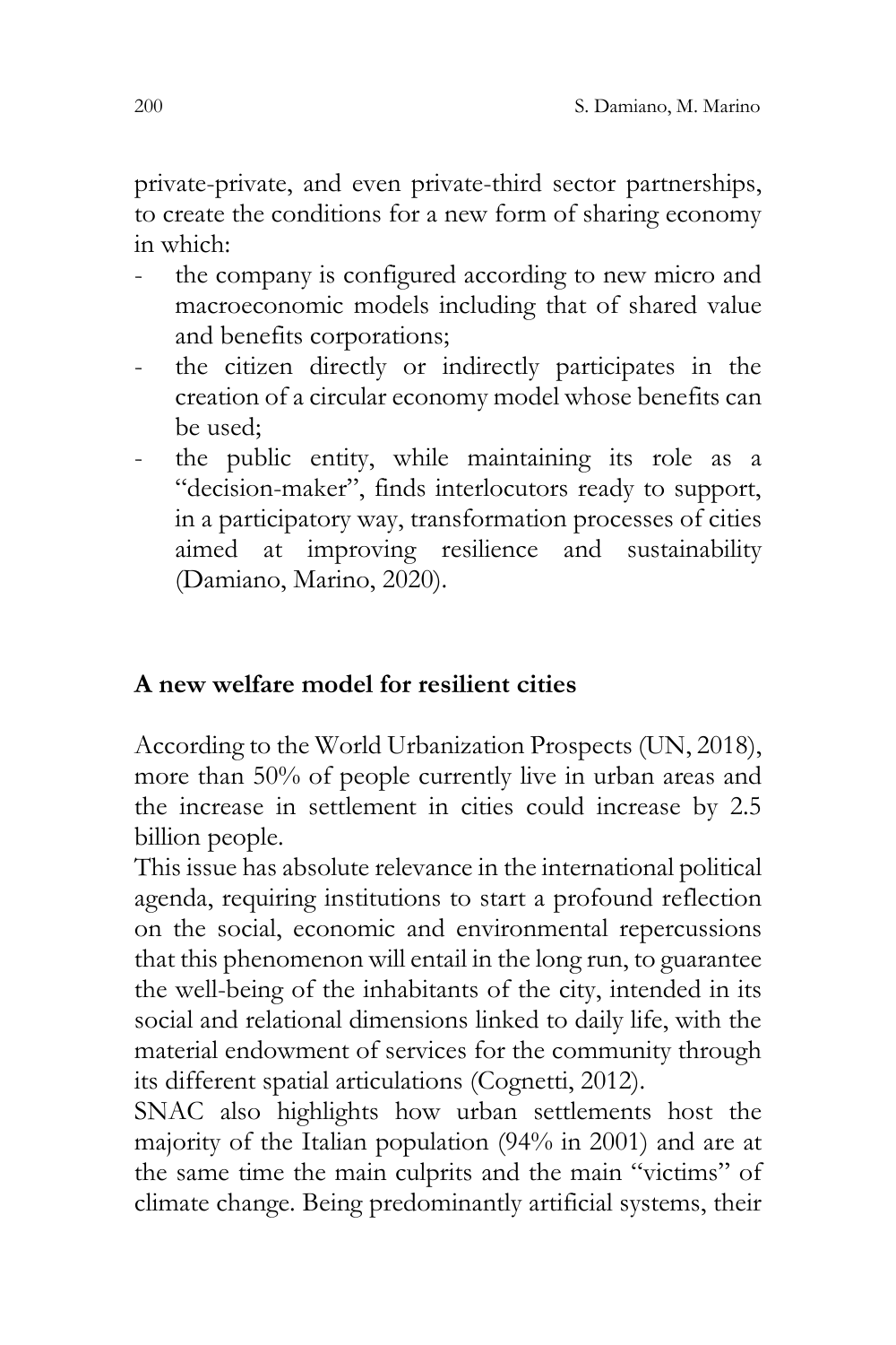private-private, and even private-third sector partnerships, to create the conditions for a new form of sharing economy in which:

- the company is configured according to new micro and macroeconomic models including that of shared value and benefits corporations;
- the citizen directly or indirectly participates in the creation of a circular economy model whose benefits can be used;
- the public entity, while maintaining its role as a "decision-maker", finds interlocutors ready to support, in a participatory way, transformation processes of cities aimed at improving resilience and sustainability (Damiano, Marino, 2020).

## A new welfare model for resilient cities

According to the World Urbanization Prospects (UN, 2018), more than 50% of people currently live in urban areas and the increase in settlement in cities could increase by 2.5 billion people.

This issue has absolute relevance in the international political agenda, requiring institutions to start a profound reflection on the social, economic and environmental repercussions that this phenomenon will entail in the long run, to guarantee the well-being of the inhabitants of the city, intended in its social and relational dimensions linked to daily life, with the material endowment of services for the community through its different spatial articulations (Cognetti, 2012).

SNAC also highlights how urban settlements host the majority of the Italian population (94% in 2001) and are at the same time the main culprits and the main "victims" of climate change. Being predominantly artificial systems, their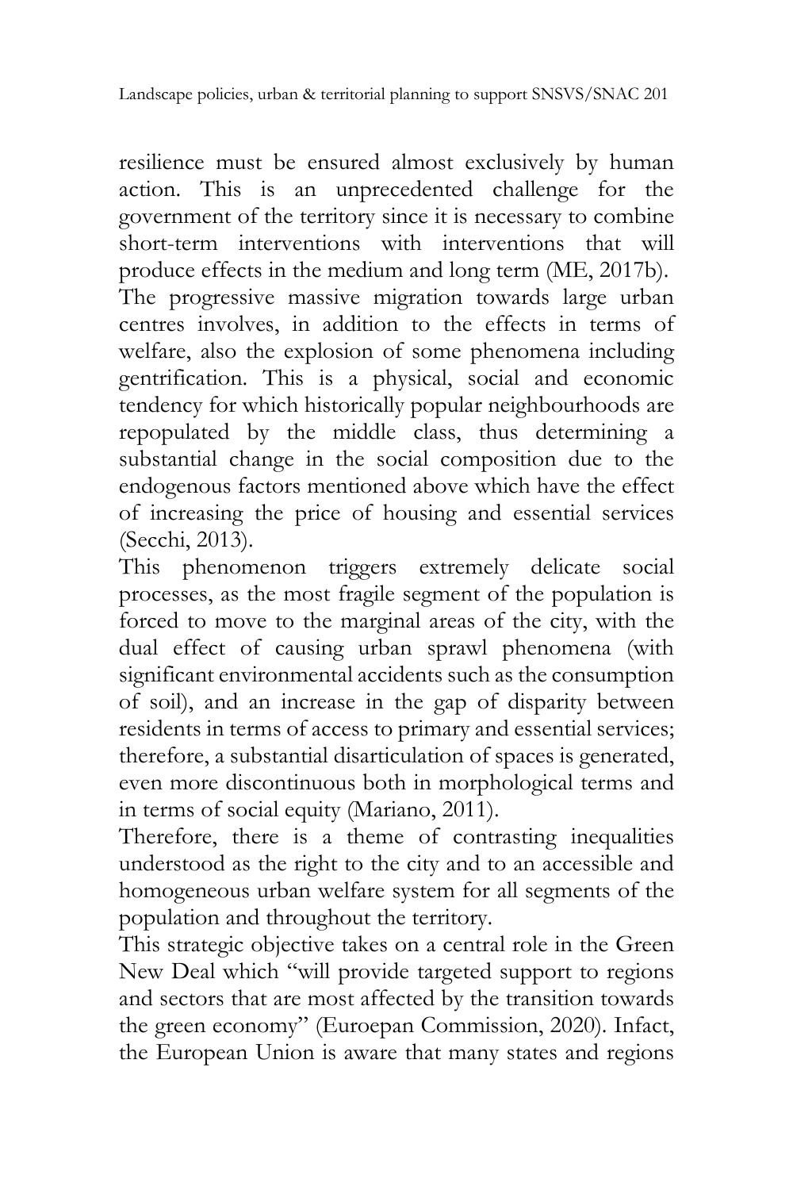resilience must be ensured almost exclusively by human action. This is an unprecedented challenge for the government of the territory since it is necessary to combine short-term interventions with interventions that will produce effects in the medium and long term (ME, 2017b).

The progressive massive migration towards large urban centres involves, in addition to the effects in terms of welfare, also the explosion of some phenomena including gentrification. This is a physical, social and economic tendency for which historically popular neighbourhoods are repopulated by the middle class, thus determining a substantial change in the social composition due to the endogenous factors mentioned above which have the effect of increasing the price of housing and essential services (Secchi, 2013).

This phenomenon triggers extremely delicate social processes, as the most fragile segment of the population is forced to move to the marginal areas of the city, with the dual effect of causing urban sprawl phenomena (with significant environmental accidents such as the consumption of soil), and an increase in the gap of disparity between residents in terms of access to primary and essential services; therefore, a substantial disarticulation of spaces is generated, even more discontinuous both in morphological terms and in terms of social equity (Mariano, 2011).

Therefore, there is a theme of contrasting inequalities understood as the right to the city and to an accessible and homogeneous urban welfare system for all segments of the population and throughout the territory.

This strategic objective takes on a central role in the Green New Deal which "will provide targeted support to regions and sectors that are most affected by the transition towards the green economy" (Euroepan Commission, 2020). Infact, the European Union is aware that many states and regions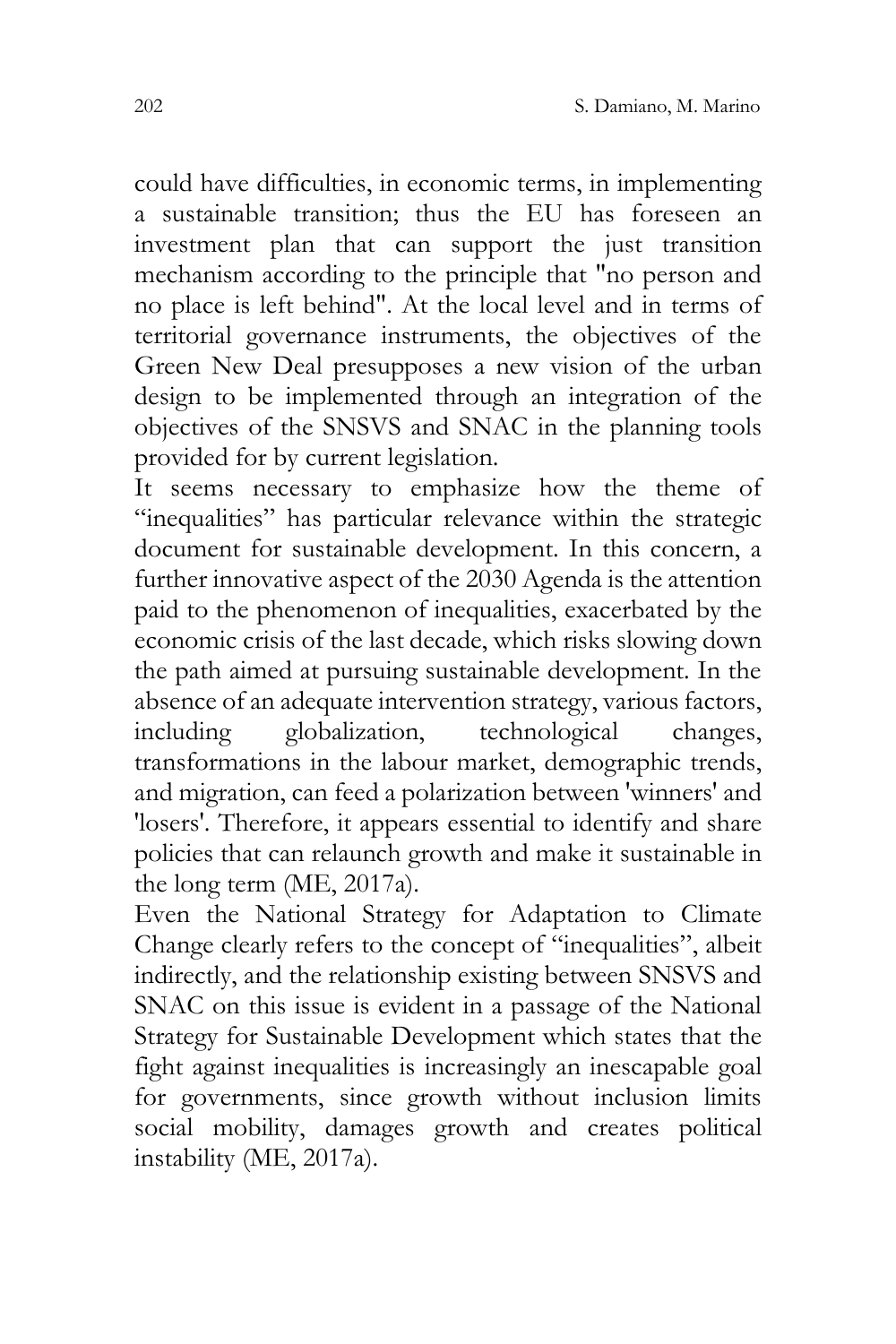could have difficulties, in economic terms, in implementing a sustainable transition; thus the EU has foreseen an investment plan that can support the just transition mechanism according to the principle that "no person and no place is left behind". At the local level and in terms of territorial governance instruments, the objectives of the Green New Deal presupposes a new vision of the urban design to be implemented through an integration of the objectives of the SNSVS and SNAC in the planning tools provided for by current legislation.

It seems necessary to emphasize how the theme of “inequalities” has particular relevance within the strategic document for sustainable development. In this concern, a further innovative aspect of the 2030 Agenda is the attention paid to the phenomenon of inequalities, exacerbated by the economic crisis of the last decade, which risks slowing down the path aimed at pursuing sustainable development. In the absence of an adequate intervention strategy, various factors, including globalization, technological changes, transformations in the labour market, demographic trends, and migration, can feed a polarization between 'winners' and 'losers'. Therefore, it appears essential to identify and share policies that can relaunch growth and make it sustainable in the long term (ME, 2017a).

Even the National Strategy for Adaptation to Climate Change clearly refers to the concept of “inequalities”, albeit indirectly, and the relationship existing between SNSVS and SNAC on this issue is evident in a passage of the National Strategy for Sustainable Development which states that the fight against inequalities is increasingly an inescapable goal for governments, since growth without inclusion limits social mobility, damages growth and creates political instability (ME, 2017a).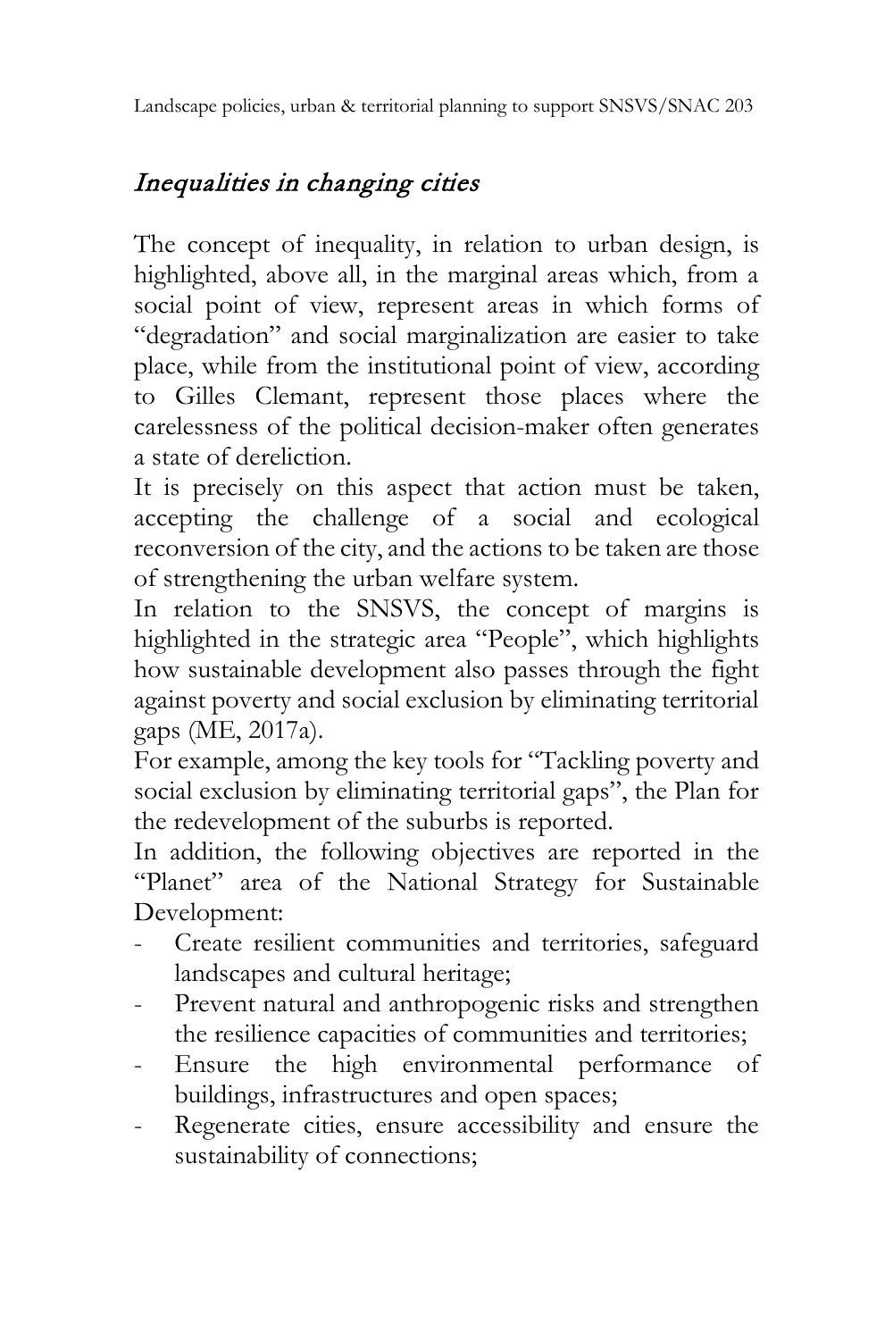## *Inequalities in changing cities*

The concept of inequality, in relation to urban design, is highlighted, above all, in the marginal areas which, from a social point of view, represent areas in which forms of "degradation" and social marginalization are easier to take place, while from the institutional point of view, according to Gilles Clemant, represent those places where the carelessness of the political decision-maker often generates a state of dereliction.

It is precisely on this aspect that action must be taken, accepting the challenge of a social and ecological reconversion of the city, and the actions to be taken are those of strengthening the urban welfare system.

In relation to the SNSVS, the concept of margins is highlighted in the strategic area "People", which highlights how sustainable development also passes through the fight against poverty and social exclusion by eliminating territorial gaps (ME, 2017a).

For example, among the key tools for "Tackling poverty and social exclusion by eliminating territorial gaps", the Plan for the redevelopment of the suburbs is reported.

In addition, the following objectives are reported in the "Planet" area of the National Strategy for Sustainable Development:

- Create resilient communities and territories, safeguard landscapes and cultural heritage;
- Prevent natural and anthropogenic risks and strengthen the resilience capacities of communities and territories;
- Ensure the high environmental performance of buildings, infrastructures and open spaces;
- Regenerate cities, ensure accessibility and ensure the sustainability of connections;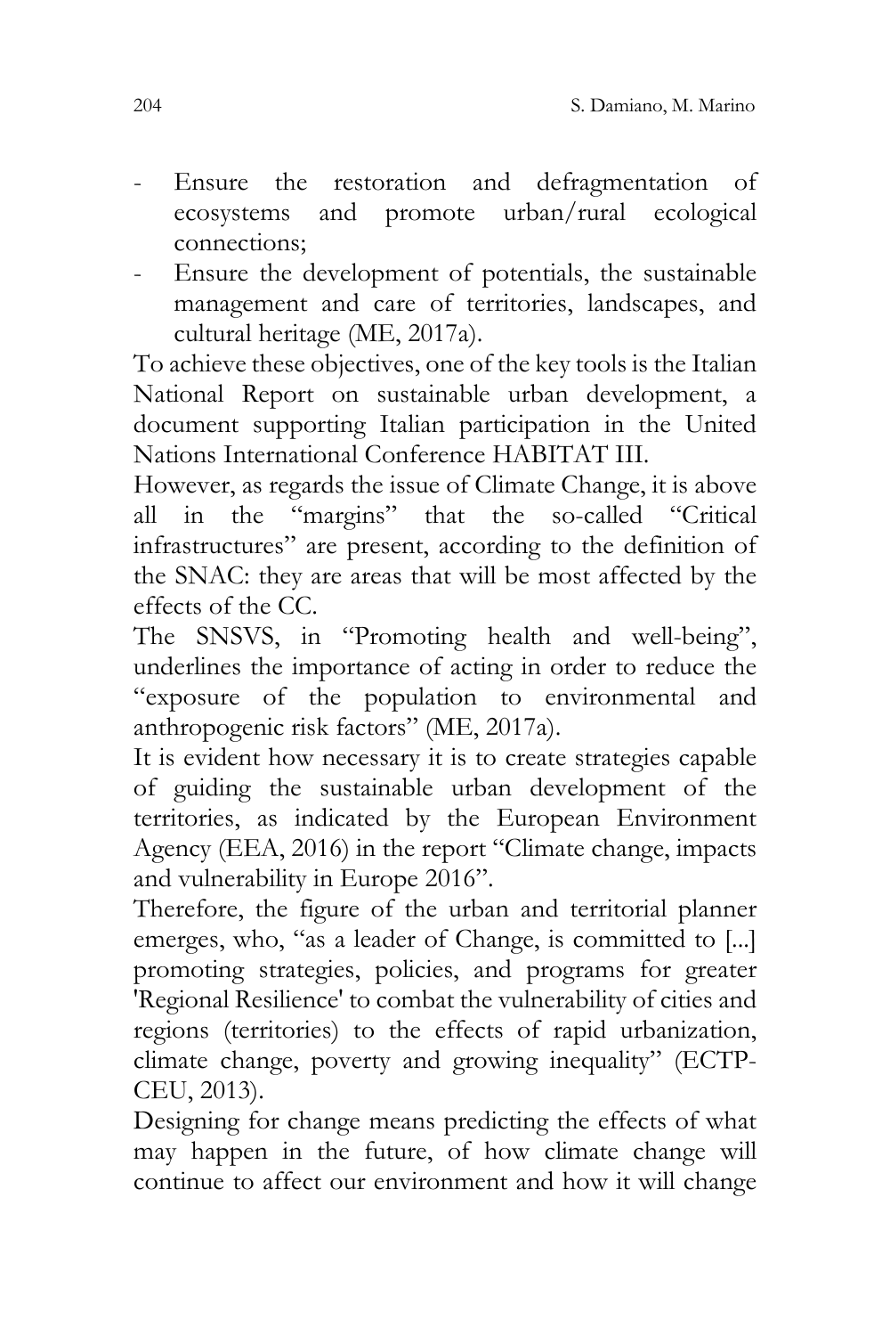- Ensure the restoration and defragmentation of ecosystems and promote urban/rural ecological connections;
- Ensure the development of potentials, the sustainable management and care of territories, landscapes, and cultural heritage (ME, 2017a).

To achieve these objectives, one of the key tools is the Italian National Report on sustainable urban development, a document supporting Italian participation in the United Nations International Conference HABITAT III.

However, as regards the issue of Climate Change, it is above all in the "margins" that the so-called "Critical infrastructures" are present, according to the definition of the SNAC: they are areas that will be most affected by the effects of the CC.

The SNSVS, in "Promoting health and well-being", underlines the importance of acting in order to reduce the "exposure of the population to environmental and anthropogenic risk factors" (ME, 2017a).

It is evident how necessary it is to create strategies capable of guiding the sustainable urban development of the territories, as indicated by the European Environment Agency (EEA, 2016) in the report "Climate change, impacts and vulnerability in Europe 2016".

Therefore, the figure of the urban and territorial planner emerges, who, "as a leader of Change, is committed to [...] promoting strategies, policies, and programs for greater 'Regional Resilience' to combat the vulnerability of cities and regions (territories) to the effects of rapid urbanization, climate change, poverty and growing inequality" (ECTP-CEU, 2013).

Designing for change means predicting the effects of what may happen in the future, of how climate change will continue to affect our environment and how it will change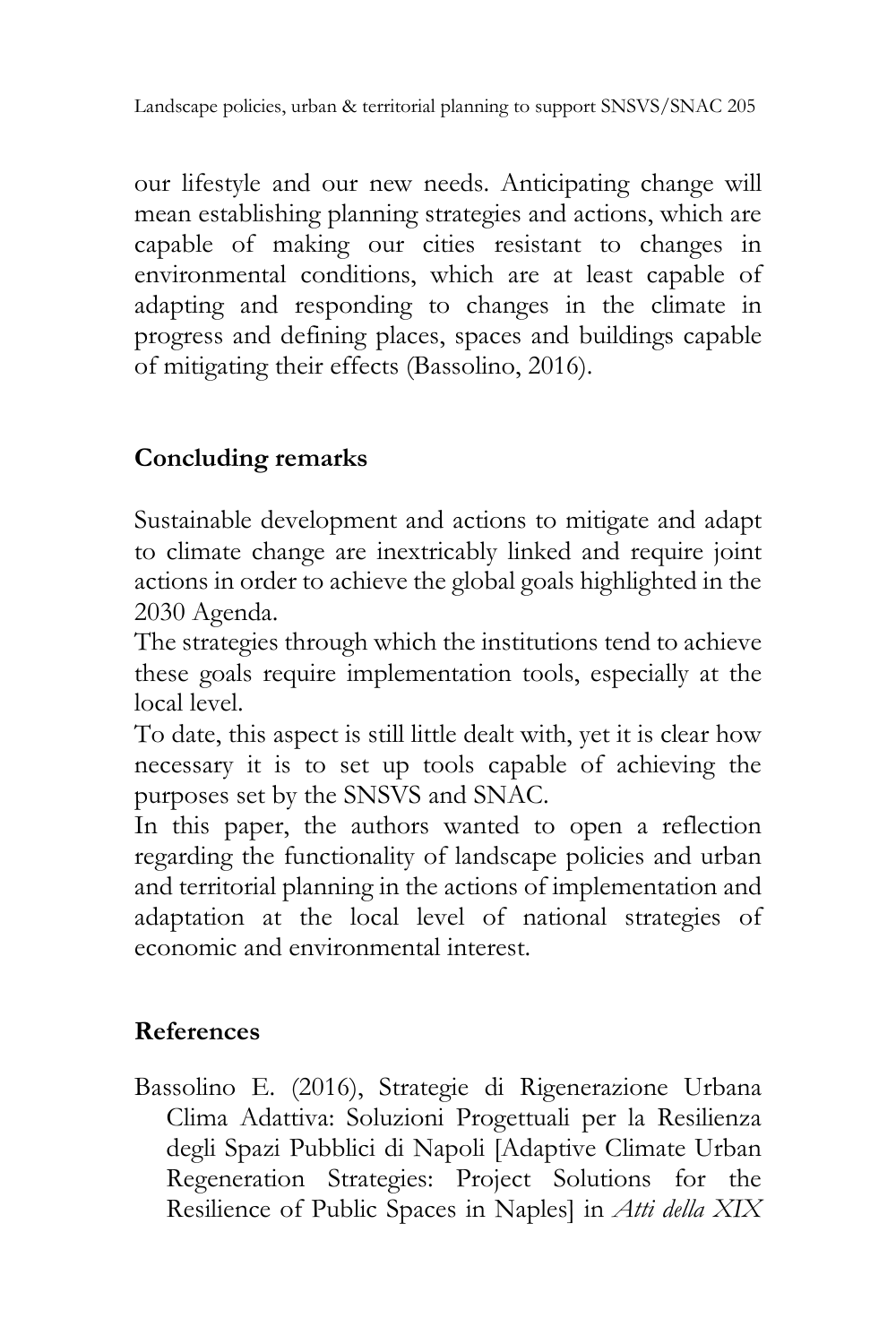our lifestyle and our new needs. Anticipating change will mean establishing planning strategies and actions, which are capable of making our cities resistant to changes in environmental conditions, which are at least capable of adapting and responding to changes in the climate in progress and defining places, spaces and buildings capable of mitigating their effects (Bassolino, 2016).

## Concluding remarks

Sustainable development and actions to mitigate and adapt to climate change are inextricably linked and require joint actions in order to achieve the global goals highlighted in the 2030 Agenda.

The strategies through which the institutions tend to achieve these goals require implementation tools, especially at the local level.

To date, this aspect is still little dealt with, yet it is clear how necessary it is to set up tools capable of achieving the purposes set by the SNSVS and SNAC.

In this paper, the authors wanted to open a reflection regarding the functionality of landscape policies and urban and territorial planning in the actions of implementation and adaptation at the local level of national strategies of economic and environmental interest.

## References

Bassolino E. (2016), Strategie di Rigenerazione Urbana Clima Adattiva: Soluzioni Progettuali per la Resilienza degli Spazi Pubblici di Napoli [Adaptive Climate Urban Regeneration Strategies: Project Solutions for the Resilience of Public Spaces in Naples] in *Atti della XIX*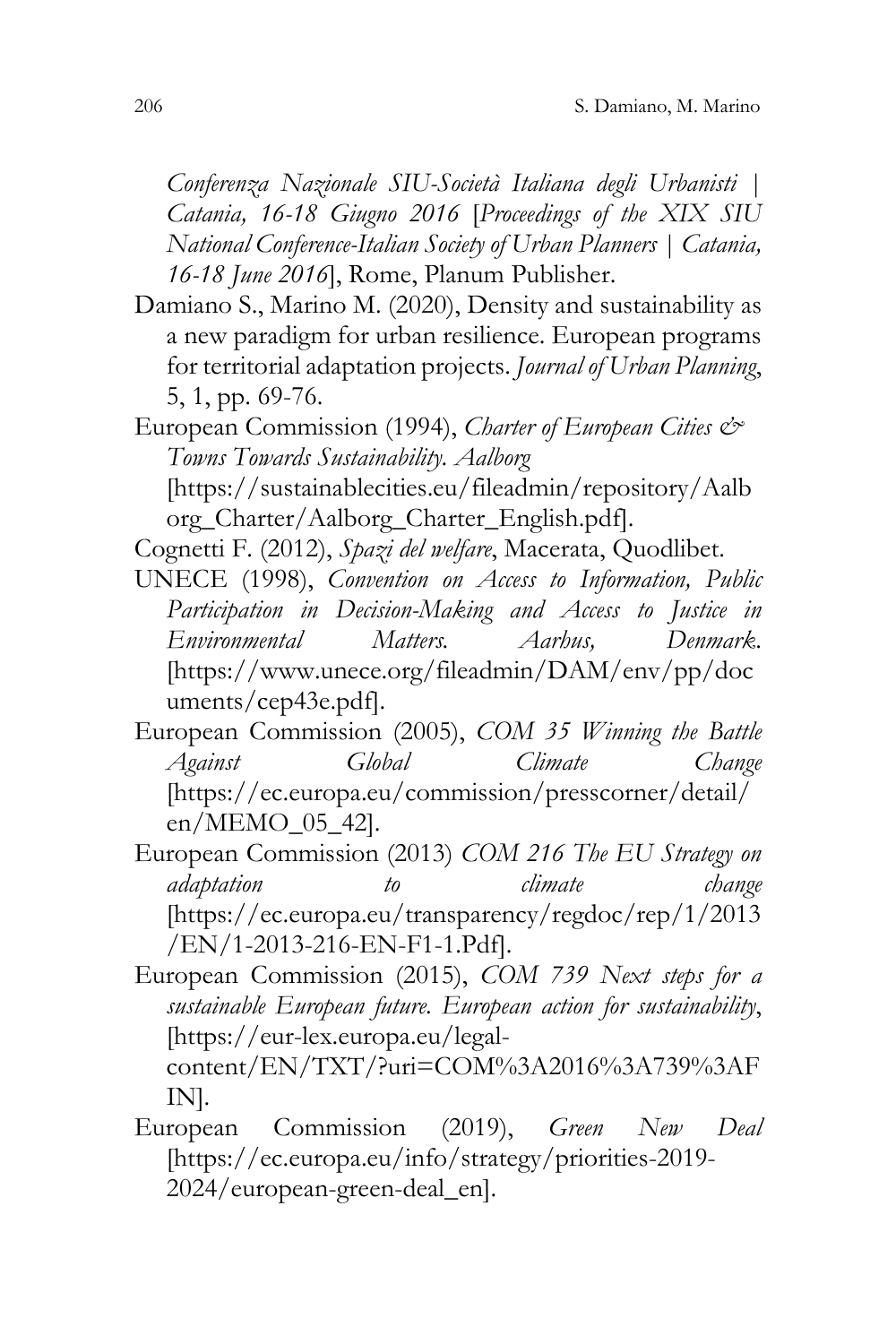*Conferenza Nazionale SIU-Società Italiana degli Urbanisti | Catania, 16-18 Giugno 2016* [*Proceedings of the XIX SIU National Conference-Italian Society of Urban Planners | Catania, 16-18 June 2016*], Rome, Planum Publisher.

Damiano S., Marino M. (2020), Density and sustainability as a new paradigm for urban resilience. European programs for territorial adaptation projects. *Journal of Urban Planning*, 5, 1, pp. 69-76.

European Commission (1994), *Charter of European Cities & Towns Towards Sustainability. Aalborg* [https://sustainablecities.eu/fileadmin/repository/Aalborg_Charter/Aalborg_Charter_English.pdf].

Cognetti F. (2012), *Spazi del welfare*, Macerata, Quodlibet.

UNECE (1998), *Convention on Access to Information, Public Participation in Decision-Making and Access to Justice in Environmental Matters. Aarhus, Denmark.* [https://www.unece.org/fileadmin/DAM/env/pp/documents/cep43e.pdf].

European Commission (2005), *COM 35 Winning the Battle Against Global Climate Change* [https://ec.europa.eu/commission/presscorner/detail/en/MEMO_05_42].

European Commission (2013) *COM 216 The EU Strategy on adaptation to climate change* [https://ec.europa.eu/transparency/regdoc/rep/1/2013/EN/1-2013-216-EN-F1-1.Pdf].

European Commission (2015), *COM 739 Next steps for a sustainable European future. European action for sustainability*, [https://eur-lex.europa.eu/legal-content/EN/TXT/?uri=COM%3A2016%3A739%3AFIN].

European Commission (2019), *Green New Deal* [https://ec.europa.eu/info/strategy/priorities-2019-2024/european-green-deal_en].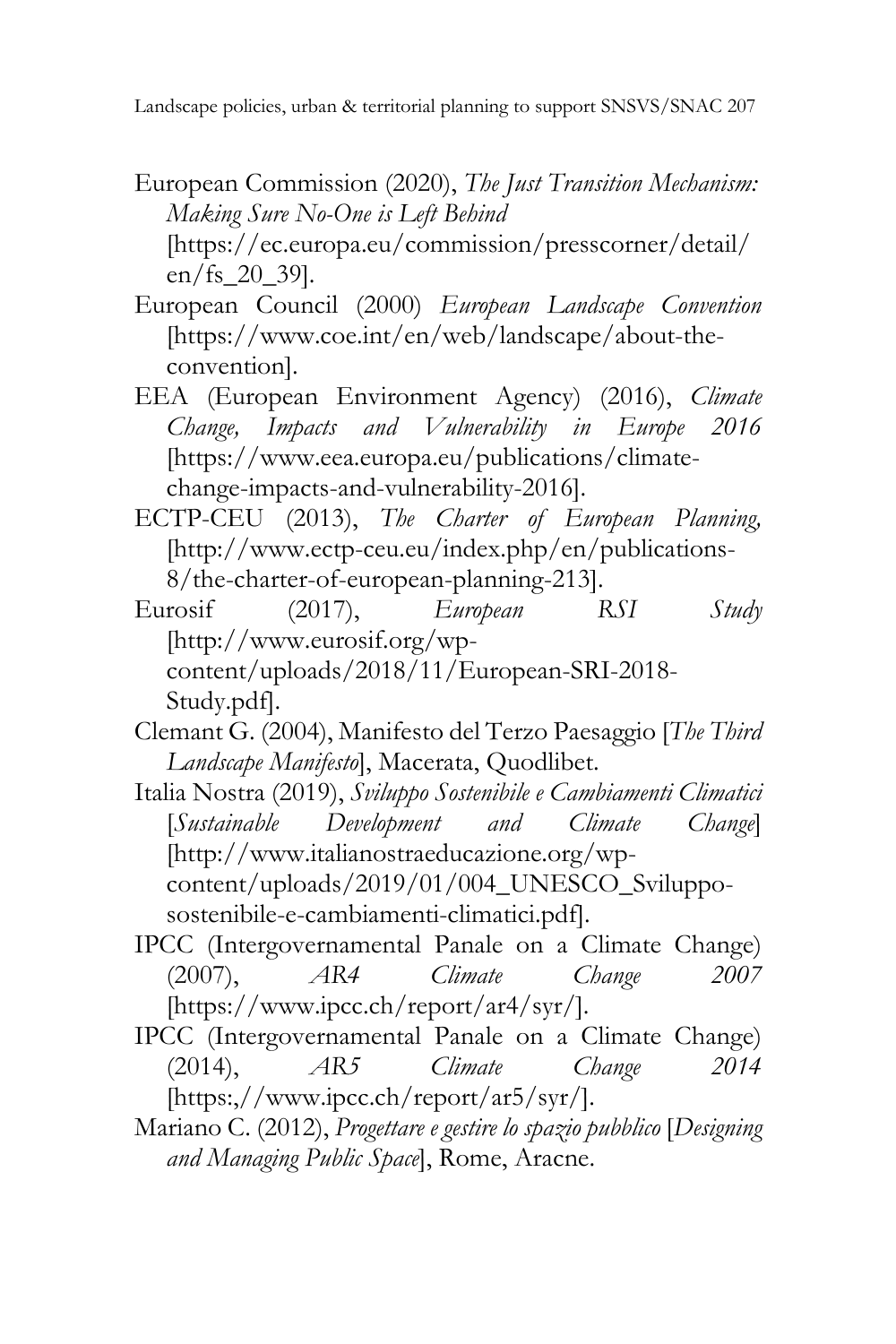European Commission (2020), *The Just Transition Mechanism: Making Sure No-One is Left Behind* [https://ec.europa.eu/commission/presscorner/detail/en/fs_20_39].

European Council (2000) *European Landscape Convention* [https://www.coe.int/en/web/landscape/about-the-convention].

EEA (European Environment Agency) (2016), *Climate Change, Impacts and Vulnerability in Europe 2016* [https://www.eea.europa.eu/publications/climate-change-impacts-and-vulnerability-2016].

ECTP-CEU (2013), *The Charter of European Planning,* [http://www.ectp-ceu.eu/index.php/en/publications-8/the-charter-of-european-planning-213].

Eurosif (2017), *European RSI Study* [http://www.eurosif.org/wp-content/uploads/2018/11/European-SRI-2018-Study.pdf].

Clemant G. (2004), Manifesto del Terzo Paesaggio [*The Third Landscape Manifesto*], Macerata, Quodlibet.

Italia Nostra (2019), *Sviluppo Sostenibile e Cambiamenti Climatici* [*Sustainable Development and Climate Change*] [http://www.italianostraeducazione.org/wp-content/uploads/2019/01/004_UNESCO_Sviluppo-sostenibile-e-cambiamenti-climatici.pdf].

IPCC (Intergovernamental Panale on a Climate Change) (2007), *AR4 Climate Change 2007* [https://www.ipcc.ch/report/ar4/syr/].

IPCC (Intergovernamental Panale on a Climate Change) (2014), *AR5 Climate Change 2014* [https:,//www.ipcc.ch/report/ar5/syr/].

Mariano C. (2012), *Progettare e gestire lo spazio pubblico* [*Designing and Managing Public Space*], Rome, Aracne.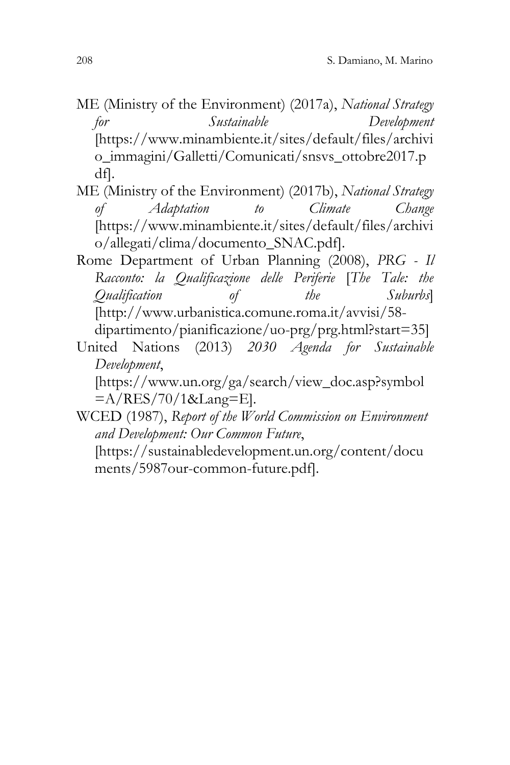ME (Ministry of the Environment) (2017a), *National Strategy for Sustainable Development* [https://www.minambiente.it/sites/default/files/archivio_immagini/Galletti/Comunicati/snsvs_ottobre2017.pdf].

ME (Ministry of the Environment) (2017b), *National Strategy of Adaptation to Climate Change* [https://www.minambiente.it/sites/default/files/archivio/allegati/clima/documento_SNAC.pdf].

Rome Department of Urban Planning (2008), *PRG - Il Racconto: la Qualificazione delle Periferie* [*The Tale: the Qualification of the Suburbs*] [http://www.urbanistica.comune.roma.it/avvisi/58-dipartimento/pianificazione/uo-prg/prg.html?start=35]

United Nations (2013) *2030 Agenda for Sustainable Development*, [https://www.un.org/ga/search/view_doc.asp?symbol=A/RES/70/1&Lang=E].

WCED (1987), *Report of the World Commission on Environment and Development: Our Common Future*, [https://sustainabledevelopment.un.org/content/documents/5987our-common-future.pdf].